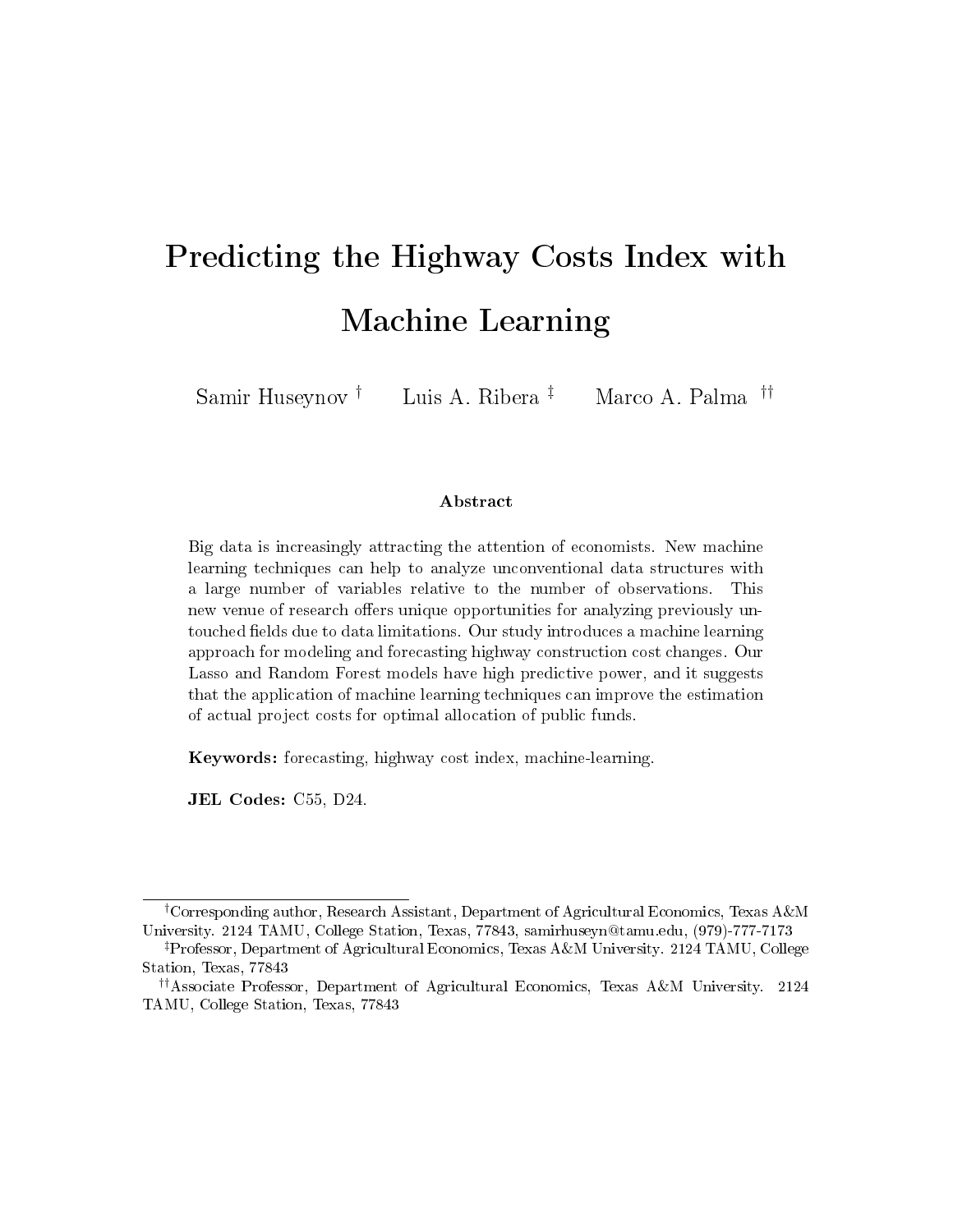# Predicting the Highway Costs Index with Machine Learning

Samir Huseynov [†] Luis A. Ribera [‡] Marco A. Palma [††]

### Abstract

Big data is increasingly attracting the attention of economists. New machine learning techniques can help to analyze unconventional data structures with a large number of variables relative to the number of observations. This new venue of research offers unique opportunities for analyzing previously untouched fields due to data limitations. Our study introduces a machine learning approach for modeling and forecasting highway construction cost changes. Our Lasso and Random Forest models have high predictive power, and it suggests that the application of machine learning techniques can improve the estimation of actual project costs for optimal allocation of public funds.

**Keywords:** forecasting, highway cost index, machine-learning.

**JEL Codes:** C55, D24.

---

[†] Corresponding author, Research Assistant, Department of Agricultural Economics, Texas A&M University. 2124 TAMU, College Station, Texas, 77843, samirhuseyn@tamu.edu, (979)-777-7173

[‡] Professor, Department of Agricultural Economics, Texas A&M University. 2124 TAMU, College Station, Texas, 77843

[††] Associate Professor, Department of Agricultural Economics, Texas A&M University. 2124 TAMU, College Station, Texas, 77843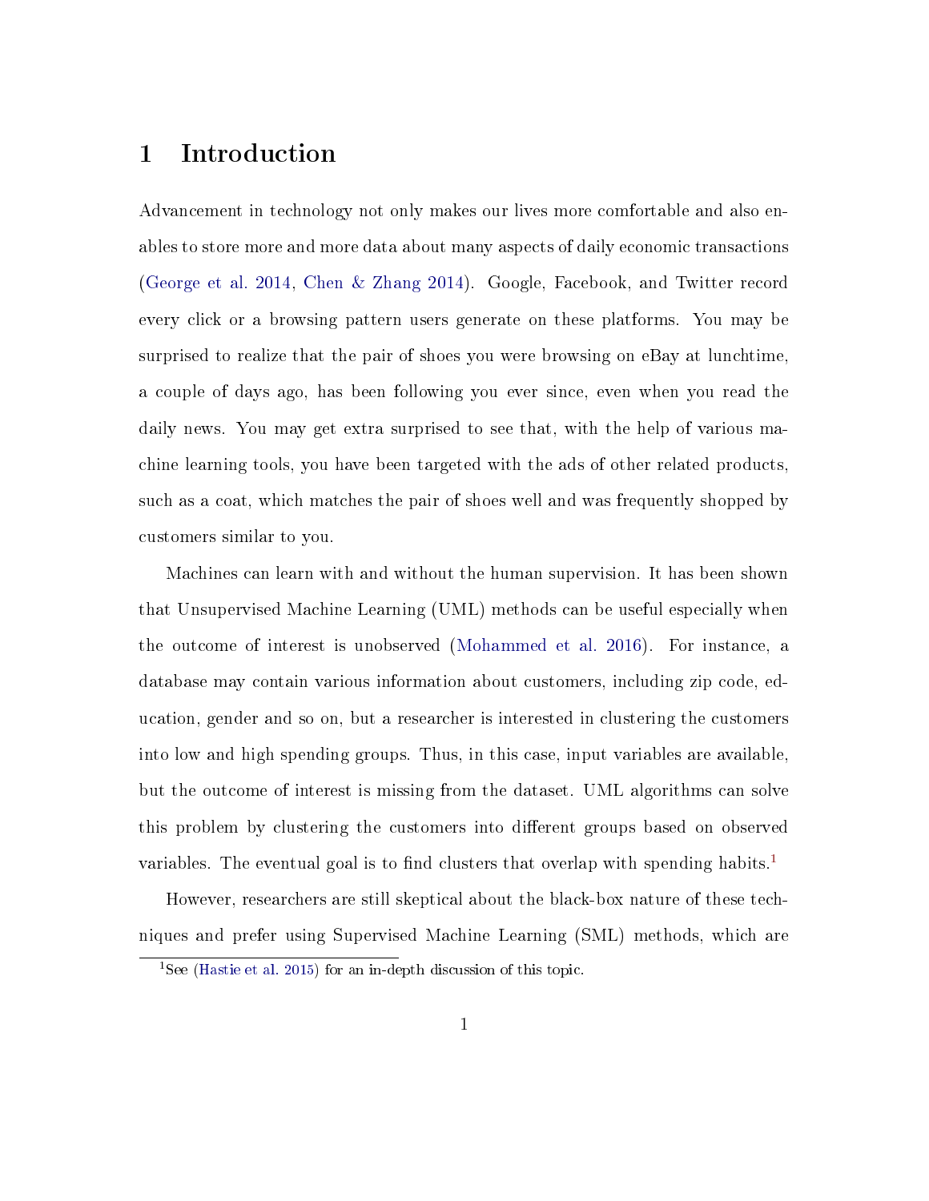# 1 Introduction

Advancement in technology not only makes our lives more comfortable and also enables to store more and more data about many aspects of daily economic transactions (George et al. 2014, Chen & Zhang 2014). Google, Facebook, and Twitter record every click or a browsing pattern users generate on these platforms. You may be surprised to realize that the pair of shoes you were browsing on eBay at lunchtime, a couple of days ago, has been following you ever since, even when you read the daily news. You may get extra surprised to see that, with the help of various machine learning tools, you have been targeted with the ads of other related products, such as a coat, which matches the pair of shoes well and was frequently shopped by customers similar to you.

Machines can learn with and without the human supervision. It has been shown that Unsupervised Machine Learning (UML) methods can be useful especially when the outcome of interest is unobserved (Mohammed et al. 2016). For instance, a database may contain various information about customers, including zip code, education, gender and so on, but a researcher is interested in clustering the customers into low and high spending groups. Thus, in this case, input variables are available, but the outcome of interest is missing from the dataset. UML algorithms can solve this problem by clustering the customers into different groups based on observed variables. The eventual goal is to find clusters that overlap with spending habits.[1]

However, researchers are still skeptical about the black-box nature of these techniques and prefer using Supervised Machine Learning (SML) methods, which are

[1] See (Hastie et al. 2015) for an in-depth discussion of this topic.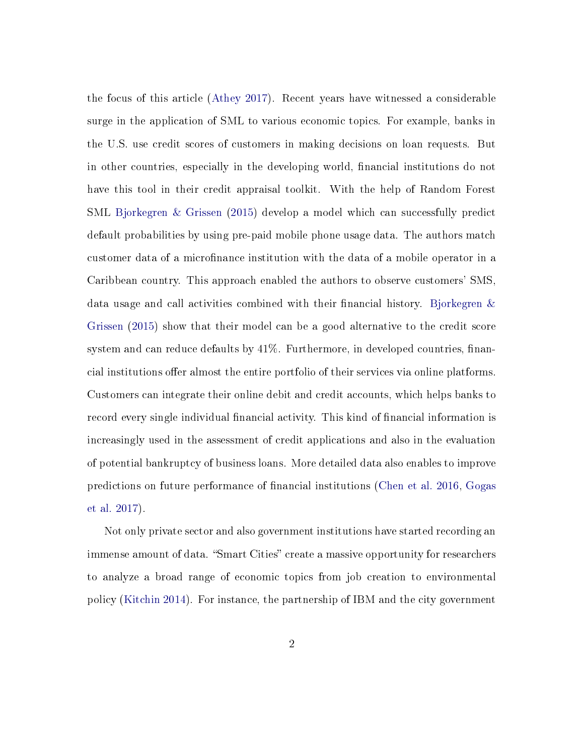the focus of this article (Athey 2017). Recent years have witnessed a considerable surge in the application of SML to various economic topics. For example, banks in the U.S. use credit scores of customers in making decisions on loan requests. But in other countries, especially in the developing world, financial institutions do not have this tool in their credit appraisal toolkit. With the help of Random Forest SML Bjorkegren & Grissen (2015) develop a model which can successfully predict default probabilities by using pre-paid mobile phone usage data. The authors match customer data of a microfinance institution with the data of a mobile operator in a Caribbean country. This approach enabled the authors to observe customers' SMS, data usage and call activities combined with their financial history. Bjorkegren & Grissen (2015) show that their model can be a good alternative to the credit score system and can reduce defaults by 41%. Furthermore, in developed countries, financial institutions offer almost the entire portfolio of their services via online platforms. Customers can integrate their online debit and credit accounts, which helps banks to record every single individual financial activity. This kind of financial information is increasingly used in the assessment of credit applications and also in the evaluation of potential bankruptcy of business loans. More detailed data also enables to improve predictions on future performance of financial institutions (Chen et al. 2016, Gogas et al. 2017).

Not only private sector and also government institutions have started recording an immense amount of data. "Smart Cities" create a massive opportunity for researchers to analyze a broad range of economic topics from job creation to environmental policy (Kitchin 2014). For instance, the partnership of IBM and the city government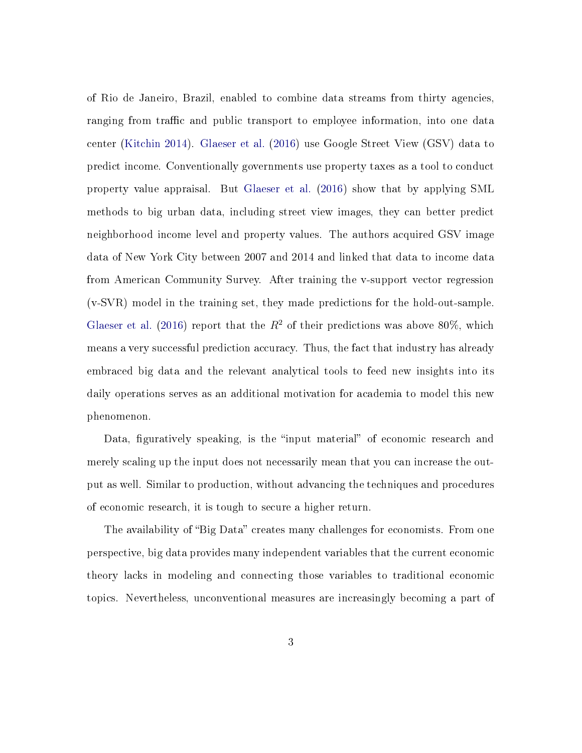of Rio de Janeiro, Brazil, enabled to combine data streams from thirty agencies, ranging from traffic and public transport to employee information, into one data center (Kitchin 2014). Glaeser et al. (2016) use Google Street View (GSV) data to predict income. Conventionally governments use property taxes as a tool to conduct property value appraisal. But Glaeser et al. (2016) show that by applying SML methods to big urban data, including street view images, they can better predict neighborhood income level and property values. The authors acquired GSV image data of New York City between 2007 and 2014 and linked that data to income data from American Community Survey. After training the v-support vector regression (v-SVR) model in the training set, they made predictions for the hold-out-sample. Glaeser et al. (2016) report that the $R^2$ of their predictions was above 80%, which means a very successful prediction accuracy. Thus, the fact that industry has already embraced big data and the relevant analytical tools to feed new insights into its daily operations serves as an additional motivation for academia to model this new phenomenon.

Data, figuratively speaking, is the "input material" of economic research and merely scaling up the input does not necessarily mean that you can increase the output as well. Similar to production, without advancing the techniques and procedures of economic research, it is tough to secure a higher return.

The availability of "Big Data" creates many challenges for economists. From one perspective, big data provides many independent variables that the current economic theory lacks in modeling and connecting those variables to traditional economic topics. Nevertheless, unconventional measures are increasingly becoming a part of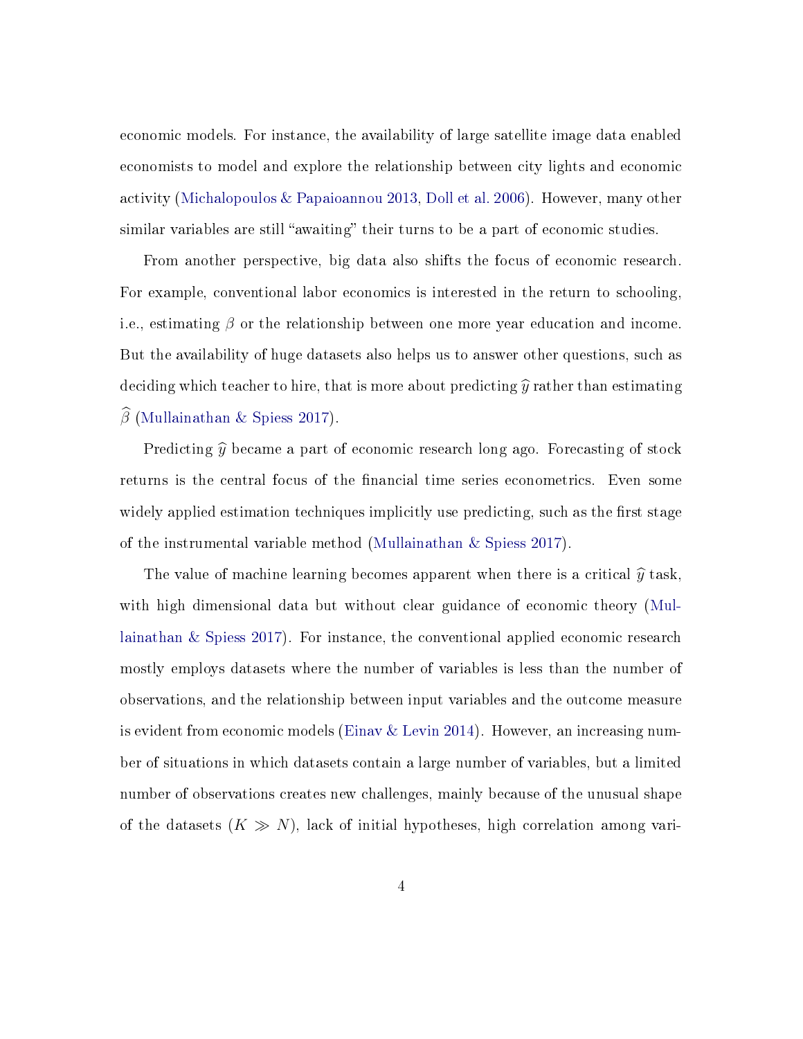economic models. For instance, the availability of large satellite image data enabled economists to model and explore the relationship between city lights and economic activity (Michalopoulos & Papaioannou 2013, Doll et al. 2006). However, many other similar variables are still "awaiting" their turns to be a part of economic studies.

From another perspective, big data also shifts the focus of economic research. For example, conventional labor economics is interested in the return to schooling, i.e., estimating $\beta$ or the relationship between one more year education and income. But the availability of huge datasets also helps us to answer other questions, such as deciding which teacher to hire, that is more about predicting $\widehat{y}$ rather than estimating $\widehat{\beta}$ (Mullainathan & Spiess 2017).

Predicting $\widehat{y}$ became a part of economic research long ago. Forecasting of stock returns is the central focus of the financial time series econometrics. Even some widely applied estimation techniques implicitly use predicting, such as the first stage of the instrumental variable method (Mullainathan & Spiess 2017).

The value of machine learning becomes apparent when there is a critical $\widehat{y}$ task, with high dimensional data but without clear guidance of economic theory (Mullainathan & Spiess 2017). For instance, the conventional applied economic research mostly employs datasets where the number of variables is less than the number of observations, and the relationship between input variables and the outcome measure is evident from economic models (Einav & Levin 2014). However, an increasing number of situations in which datasets contain a large number of variables, but a limited number of observations creates new challenges, mainly because of the unusual shape of the datasets ($K \gg N$), lack of initial hypotheses, high correlation among vari-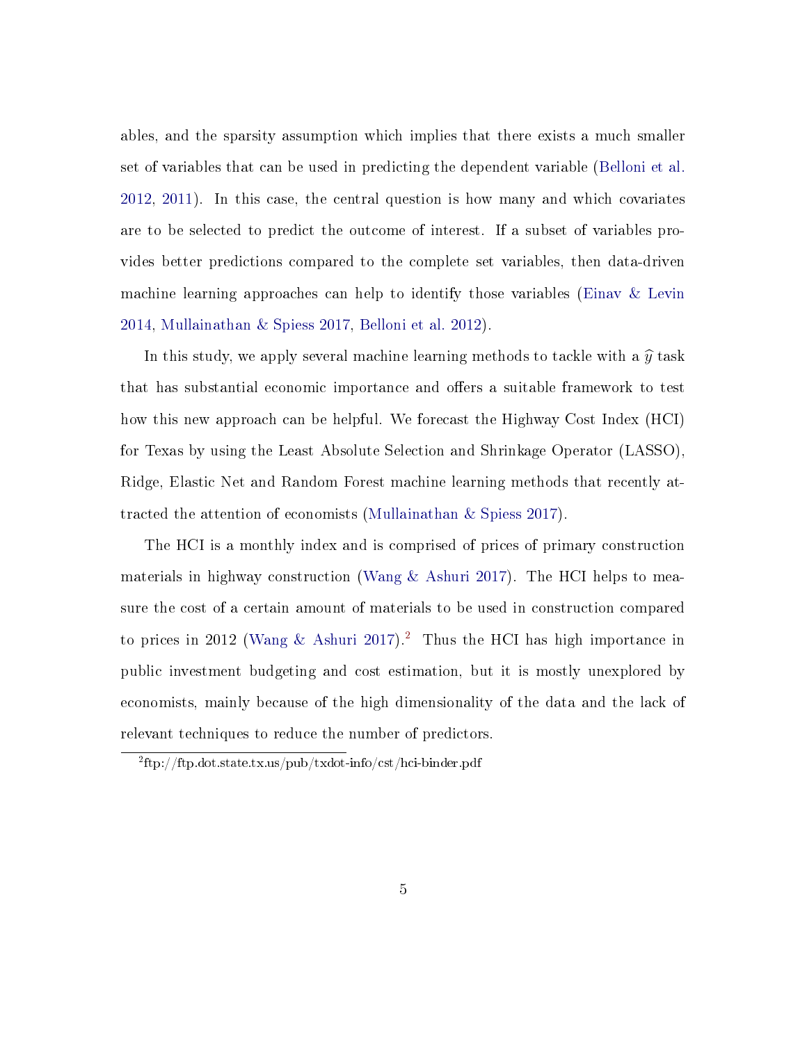ables, and the sparsity assumption which implies that there exists a much smaller set of variables that can be used in predicting the dependent variable (Belloni et al. 2012, 2011). In this case, the central question is how many and which covariates are to be selected to predict the outcome of interest. If a subset of variables provides better predictions compared to the complete set variables, then data-driven machine learning approaches can help to identify those variables (Einav & Levin 2014, Mullainathan & Spiess 2017, Belloni et al. 2012).

In this study, we apply several machine learning methods to tackle with a $\widehat{y}$ task that has substantial economic importance and offers a suitable framework to test how this new approach can be helpful. We forecast the Highway Cost Index (HCI) for Texas by using the Least Absolute Selection and Shrinkage Operator (LASSO), Ridge, Elastic Net and Random Forest machine learning methods that recently attracted the attention of economists (Mullainathan & Spiess 2017).

The HCI is a monthly index and is comprised of prices of primary construction materials in highway construction (Wang & Ashuri 2017). The HCI helps to measure the cost of a certain amount of materials to be used in construction compared to prices in 2012 (Wang & Ashuri 2017).[2] Thus the HCI has high importance in public investment budgeting and cost estimation, but it is mostly unexplored by economists, mainly because of the high dimensionality of the data and the lack of relevant techniques to reduce the number of predictors.

[2] ftp://ftp.dot.state.tx.us/pub/txdot-info/cst/hci-binder.pdf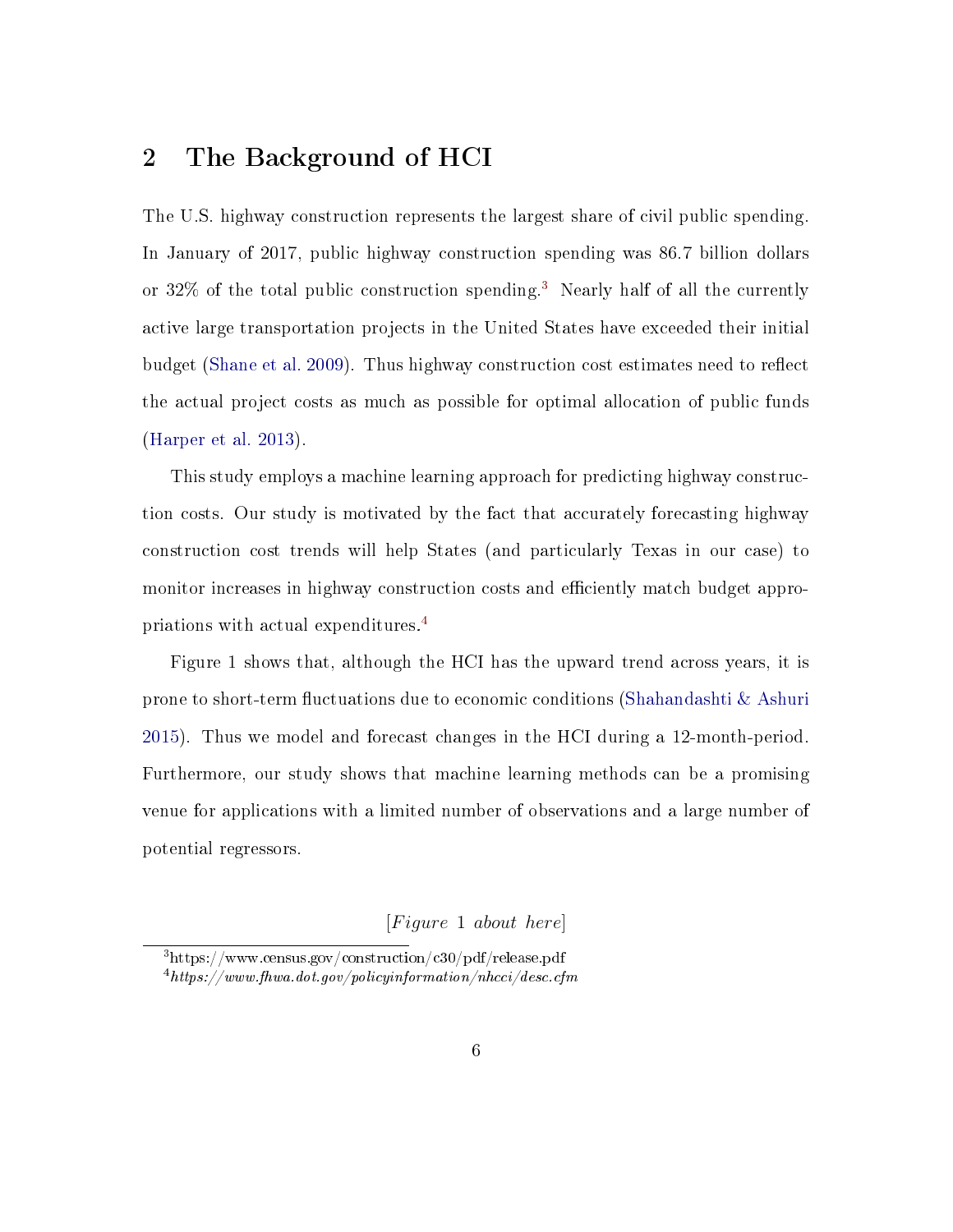## 2 The Background of HCI

The U.S. highway construction represents the largest share of civil public spending. In January of 2017, public highway construction spending was 86.7 billion dollars or 32% of the total public construction spending.[3] Nearly half of all the currently active large transportation projects in the United States have exceeded their initial budget (Shane et al. 2009). Thus highway construction cost estimates need to reflect the actual project costs as much as possible for optimal allocation of public funds (Harper et al. 2013).

This study employs a machine learning approach for predicting highway construction costs. Our study is motivated by the fact that accurately forecasting highway construction cost trends will help States (and particularly Texas in our case) to monitor increases in highway construction costs and efficiently match budget appropriations with actual expenditures.[4]

Figure 1 shows that, although the HCI has the upward trend across years, it is prone to short-term fluctuations due to economic conditions (Shahandashti & Ashuri 2015). Thus we model and forecast changes in the HCI during a 12-month-period. Furthermore, our study shows that machine learning methods can be a promising venue for applications with a limited number of observations and a large number of potential regressors.

[*Figure* 1 *about here*]

[3] https://www.census.gov/construction/c30/pdf/release.pdf

[4] *https://www.fhwa.dot.gov/policyinformation/nhcci/desc.cfm*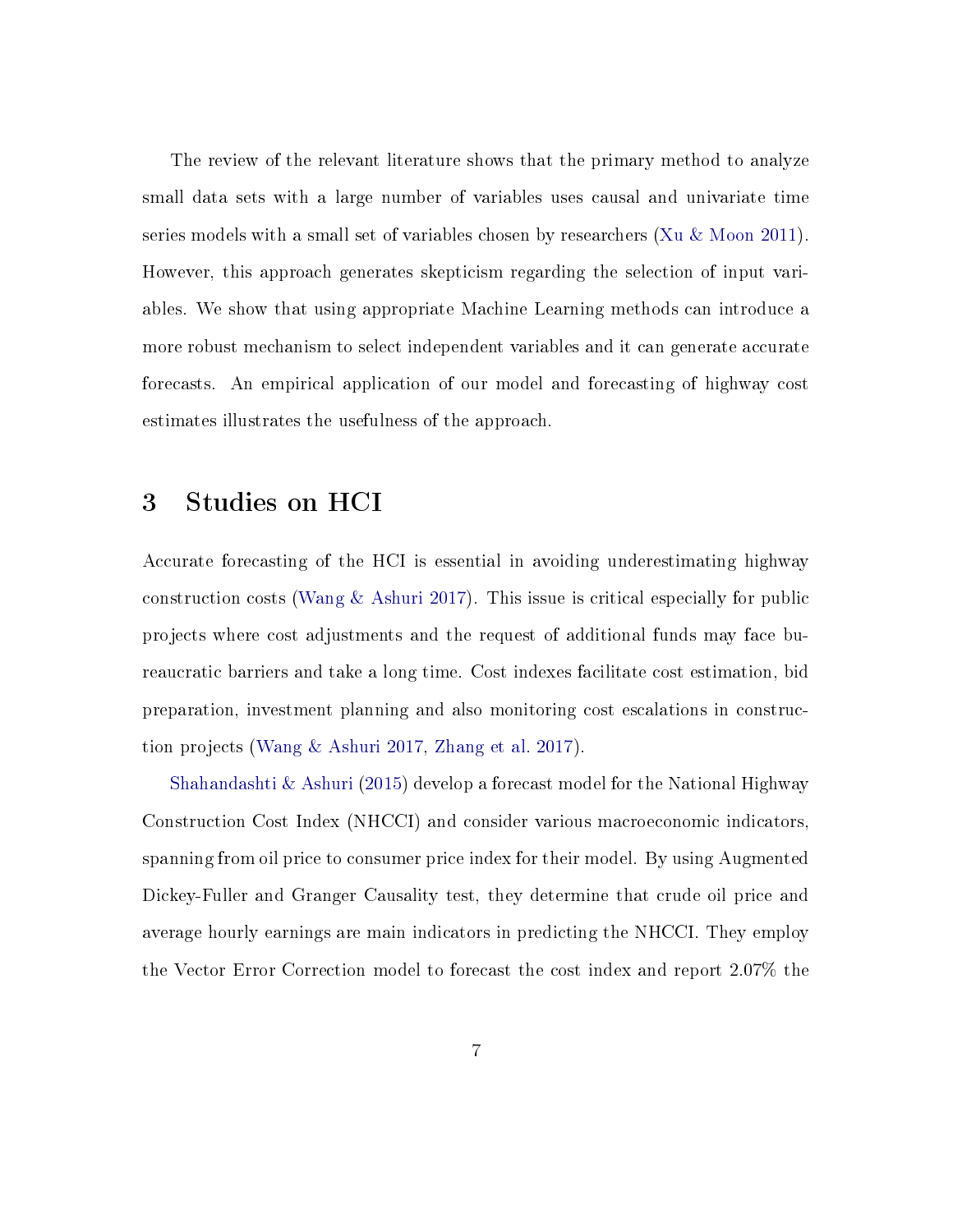The review of the relevant literature shows that the primary method to analyze small data sets with a large number of variables uses causal and univariate time series models with a small set of variables chosen by researchers (Xu & Moon 2011). However, this approach generates skepticism regarding the selection of input variables. We show that using appropriate Machine Learning methods can introduce a more robust mechanism to select independent variables and it can generate accurate forecasts. An empirical application of our model and forecasting of highway cost estimates illustrates the usefulness of the approach.

## 3 Studies on HCI

Accurate forecasting of the HCI is essential in avoiding underestimating highway construction costs (Wang & Ashuri 2017). This issue is critical especially for public projects where cost adjustments and the request of additional funds may face bureaucratic barriers and take a long time. Cost indexes facilitate cost estimation, bid preparation, investment planning and also monitoring cost escalations in construction projects (Wang & Ashuri 2017, Zhang et al. 2017).

Shahandashti & Ashuri (2015) develop a forecast model for the National Highway Construction Cost Index (NHCCI) and consider various macroeconomic indicators, spanning from oil price to consumer price index for their model. By using Augmented Dickey-Fuller and Granger Causality test, they determine that crude oil price and average hourly earnings are main indicators in predicting the NHCCI. They employ the Vector Error Correction model to forecast the cost index and report 2.07% the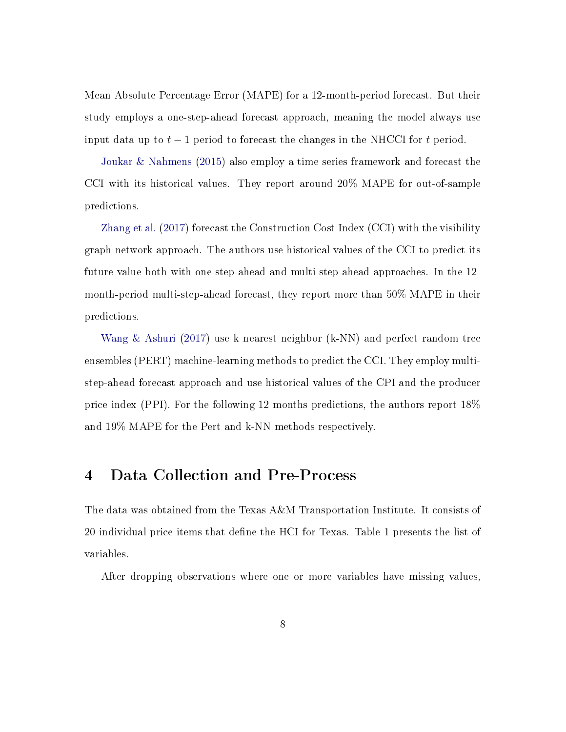Mean Absolute Percentage Error (MAPE) for a 12-month-period forecast. But their study employs a one-step-ahead forecast approach, meaning the model always use input data up to $t - 1$ period to forecast the changes in the NHCCI for $t$ period.

Joukar & Nahmens (2015) also employ a time series framework and forecast the CCI with its historical values. They report around 20% MAPE for out-of-sample predictions.

Zhang et al. (2017) forecast the Construction Cost Index (CCI) with the visibility graph network approach. The authors use historical values of the CCI to predict its future value both with one-step-ahead and multi-step-ahead approaches. In the 12-month-period multi-step-ahead forecast, they report more than 50% MAPE in their predictions.

Wang & Ashuri (2017) use k nearest neighbor (k-NN) and perfect random tree ensembles (PERT) machine-learning methods to predict the CCI. They employ multi-step-ahead forecast approach and use historical values of the CPI and the producer price index (PPI). For the following 12 months predictions, the authors report 18% and 19% MAPE for the Pert and k-NN methods respectively.

# 4 Data Collection and Pre-Process

The data was obtained from the Texas A&M Transportation Institute. It consists of 20 individual price items that define the HCI for Texas. Table 1 presents the list of variables.

After dropping observations where one or more variables have missing values,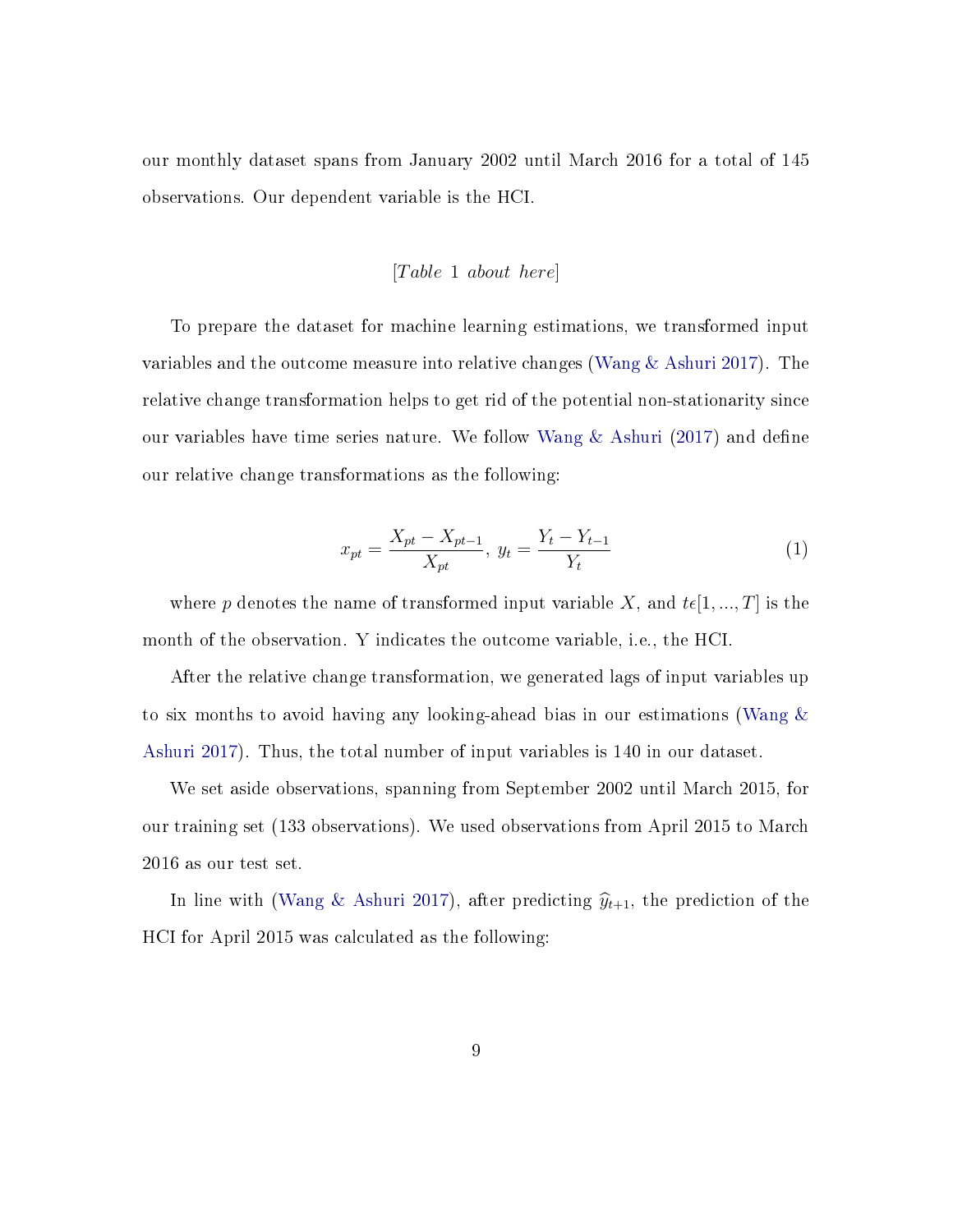our monthly dataset spans from January 2002 until March 2016 for a total of 145 observations. Our dependent variable is the HCI.

[*Table 1 about here*]

To prepare the dataset for machine learning estimations, we transformed input variables and the outcome measure into relative changes (Wang & Ashuri 2017). The relative change transformation helps to get rid of the potential non-stationarity since our variables have time series nature. We follow Wang & Ashuri (2017) and define our relative change transformations as the following:

$$x_{pt} = \frac{X_{pt} - X_{pt-1}}{X_{pt}},\ y_t = \frac{Y_t - Y_{t-1}}{Y_t} \tag{1}$$

where $p$ denotes the name of transformed input variable $X$, and $t\epsilon[1, ..., T]$ is the month of the observation. Y indicates the outcome variable, i.e., the HCI.

After the relative change transformation, we generated lags of input variables up to six months to avoid having any looking-ahead bias in our estimations (Wang & Ashuri 2017). Thus, the total number of input variables is 140 in our dataset.

We set aside observations, spanning from September 2002 until March 2015, for our training set (133 observations). We used observations from April 2015 to March 2016 as our test set.

In line with (Wang & Ashuri 2017), after predicting $\widehat{y}_{t+1}$, the prediction of the HCI for April 2015 was calculated as the following: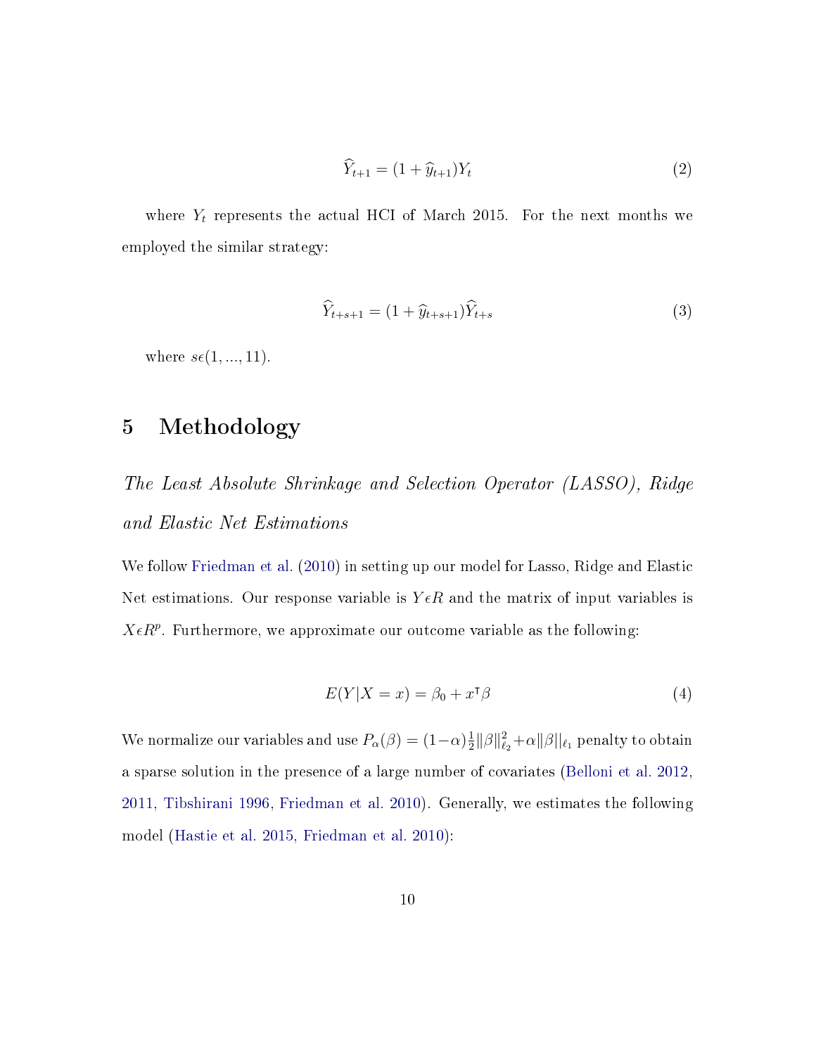$$\widehat{Y}_{t+1} = (1 + \widehat{y}_{t+1})Y_t \tag{2}$$

where $Y_t$ represents the actual HCI of March 2015. For the next months we employed the similar strategy:

$$\widehat{Y}_{t+s+1} = (1 + \widehat{y}_{t+s+1})\widehat{Y}_{t+s} \tag{3}$$

where $s \epsilon (1, ..., 11)$.

# 5 Methodology

*The Least Absolute Shrinkage and Selection Operator (LASSO), Ridge and Elastic Net Estimations*

We follow Friedman et al. (2010) in setting up our model for Lasso, Ridge and Elastic Net estimations. Our response variable is $Y \epsilon R$ and the matrix of input variables is $X \epsilon R^p$. Furthermore, we approximate our outcome variable as the following:

$$E(Y|X = x) = \beta_0 + x^{\intercal}\beta \tag{4}$$

We normalize our variables and use $P_\alpha(\beta) = (1-\alpha)\frac{1}{2}\|\beta\|^2_{\ell_2} + \alpha\|\beta\|_{\ell_1}$ penalty to obtain a sparse solution in the presence of a large number of covariates (Belloni et al. 2012, 2011, Tibshirani 1996, Friedman et al. 2010). Generally, we estimates the following model (Hastie et al. 2015, Friedman et al. 2010):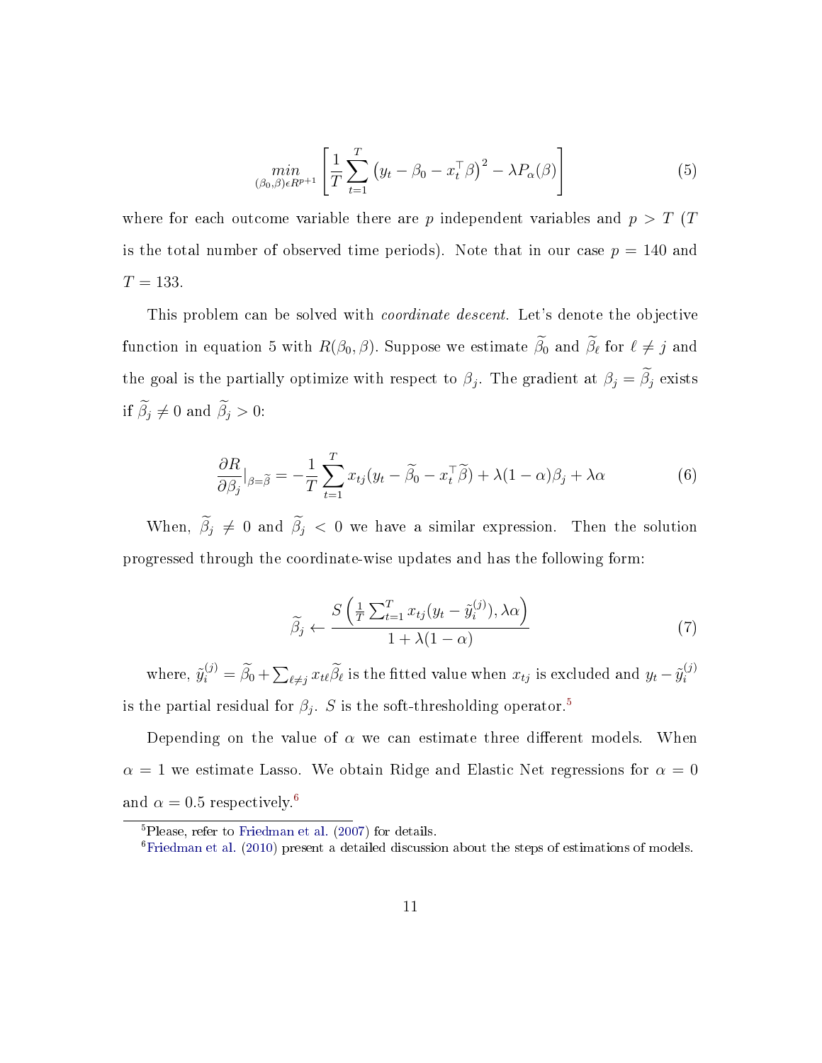$$
\underset{(\beta_0,\beta)\epsilon R^{p+1}}{min} \left[ \frac{1}{T} \sum_{t=1}^{T} \left( y_t - \beta_0 - x_t^\top \beta \right)^2 - \lambda P_\alpha(\beta) \right] \tag{5}
$$

where for each outcome variable there are $p$ independent variables and $p > T$ ($T$ is the total number of observed time periods). Note that in our case $p = 140$ and $T = 133$.

This problem can be solved with *coordinate descent*. Let's denote the objective function in equation 5 with $R(\beta_0, \beta)$. Suppose we estimate $\widetilde{\beta}_0$ and $\widetilde{\beta}_\ell$ for $\ell \neq j$ and the goal is the partially optimize with respect to $\beta_j$. The gradient at $\beta_j = \widetilde{\beta}_j$ exists if $\widetilde{\beta}_j \neq 0$ and $\widetilde{\beta}_j > 0$:

$$
\frac{\partial R}{\partial \beta_j}|_{\beta = \widetilde{\beta}} = -\frac{1}{T} \sum_{t=1}^{T} x_{tj}(y_t - \widetilde{\beta}_0 - x_t^\top \widetilde{\beta}) + \lambda(1-\alpha)\beta_j + \lambda\alpha \tag{6}
$$

When, $\widetilde{\beta}_j \neq 0$ and $\widetilde{\beta}_j < 0$ we have a similar expression. Then the solution progressed through the coordinate-wise updates and has the following form:

$$
\widetilde{\beta}_j \leftarrow \frac{S\left(\frac{1}{T}\sum_{t=1}^{T} x_{tj}(y_t - \tilde{y}_i^{(j)}), \lambda\alpha\right)}{1 + \lambda(1-\alpha)} \tag{7}
$$

where, $\tilde{y}_i^{(j)} = \widetilde{\beta}_0 + \sum_{\ell \neq j} x_{t\ell}\widetilde{\beta}_\ell$ is the fitted value when $x_{tj}$ is excluded and $y_t - \tilde{y}_i^{(j)}$ is the partial residual for $\beta_j$. $S$ is the soft-thresholding operator.[5]

Depending on the value of $\alpha$ we can estimate three different models. When $\alpha = 1$ we estimate Lasso. We obtain Ridge and Elastic Net regressions for $\alpha = 0$ and $\alpha = 0.5$ respectively.[6]

---

[5] Please, refer to Friedman et al. (2007) for details.

[6] Friedman et al. (2010) present a detailed discussion about the steps of estimations of models.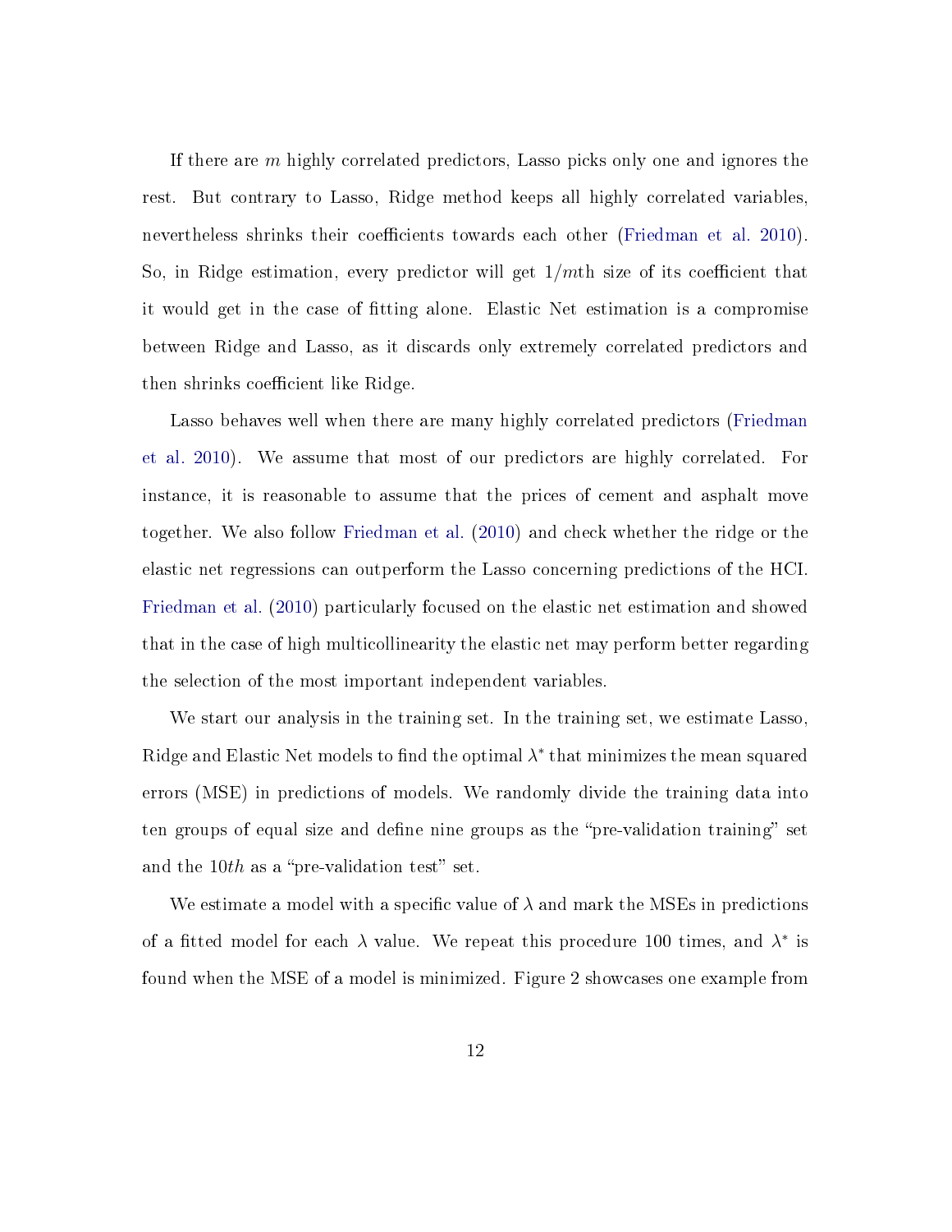If there are $m$ highly correlated predictors, Lasso picks only one and ignores the rest. But contrary to Lasso, Ridge method keeps all highly correlated variables, nevertheless shrinks their coefficients towards each other (Friedman et al. 2010). So, in Ridge estimation, every predictor will get $1/m$th size of its coefficient that it would get in the case of fitting alone. Elastic Net estimation is a compromise between Ridge and Lasso, as it discards only extremely correlated predictors and then shrinks coefficient like Ridge.

Lasso behaves well when there are many highly correlated predictors (Friedman et al. 2010). We assume that most of our predictors are highly correlated. For instance, it is reasonable to assume that the prices of cement and asphalt move together. We also follow Friedman et al. (2010) and check whether the ridge or the elastic net regressions can outperform the Lasso concerning predictions of the HCI. Friedman et al. (2010) particularly focused on the elastic net estimation and showed that in the case of high multicollinearity the elastic net may perform better regarding the selection of the most important independent variables.

We start our analysis in the training set. In the training set, we estimate Lasso, Ridge and Elastic Net models to find the optimal $\lambda^*$ that minimizes the mean squared errors (MSE) in predictions of models. We randomly divide the training data into ten groups of equal size and define nine groups as the "pre-validation training" set and the $10th$ as a "pre-validation test" set.

We estimate a model with a specific value of $\lambda$ and mark the MSEs in predictions of a fitted model for each $\lambda$ value. We repeat this procedure 100 times, and $\lambda^*$ is found when the MSE of a model is minimized. Figure 2 showcases one example from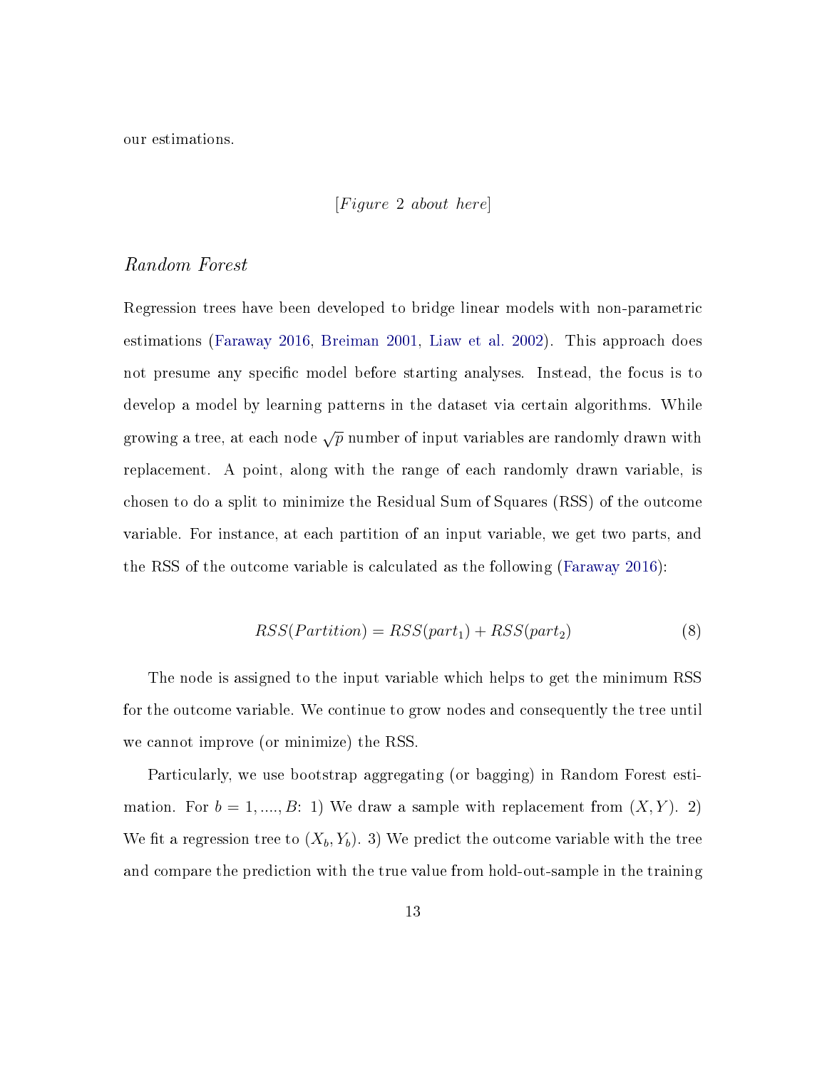our estimations.

[*Figure 2 about here*]

*Random Forest*

Regression trees have been developed to bridge linear models with non-parametric estimations (Faraway 2016, Breiman 2001, Liaw et al. 2002). This approach does not presume any specific model before starting analyses. Instead, the focus is to develop a model by learning patterns in the dataset via certain algorithms. While growing a tree, at each node $\sqrt{p}$ number of input variables are randomly drawn with replacement. A point, along with the range of each randomly drawn variable, is chosen to do a split to minimize the Residual Sum of Squares (RSS) of the outcome variable. For instance, at each partition of an input variable, we get two parts, and the RSS of the outcome variable is calculated as the following (Faraway 2016):

$$RSS(Partition) = RSS(part_1) + RSS(part_2) \tag{8}$$

The node is assigned to the input variable which helps to get the minimum RSS for the outcome variable. We continue to grow nodes and consequently the tree until we cannot improve (or minimize) the RSS.

Particularly, we use bootstrap aggregating (or bagging) in Random Forest estimation. For $b = 1, ...., B$: 1) We draw a sample with replacement from $(X, Y)$. 2) We fit a regression tree to $(X_b, Y_b)$. 3) We predict the outcome variable with the tree and compare the prediction with the true value from hold-out-sample in the training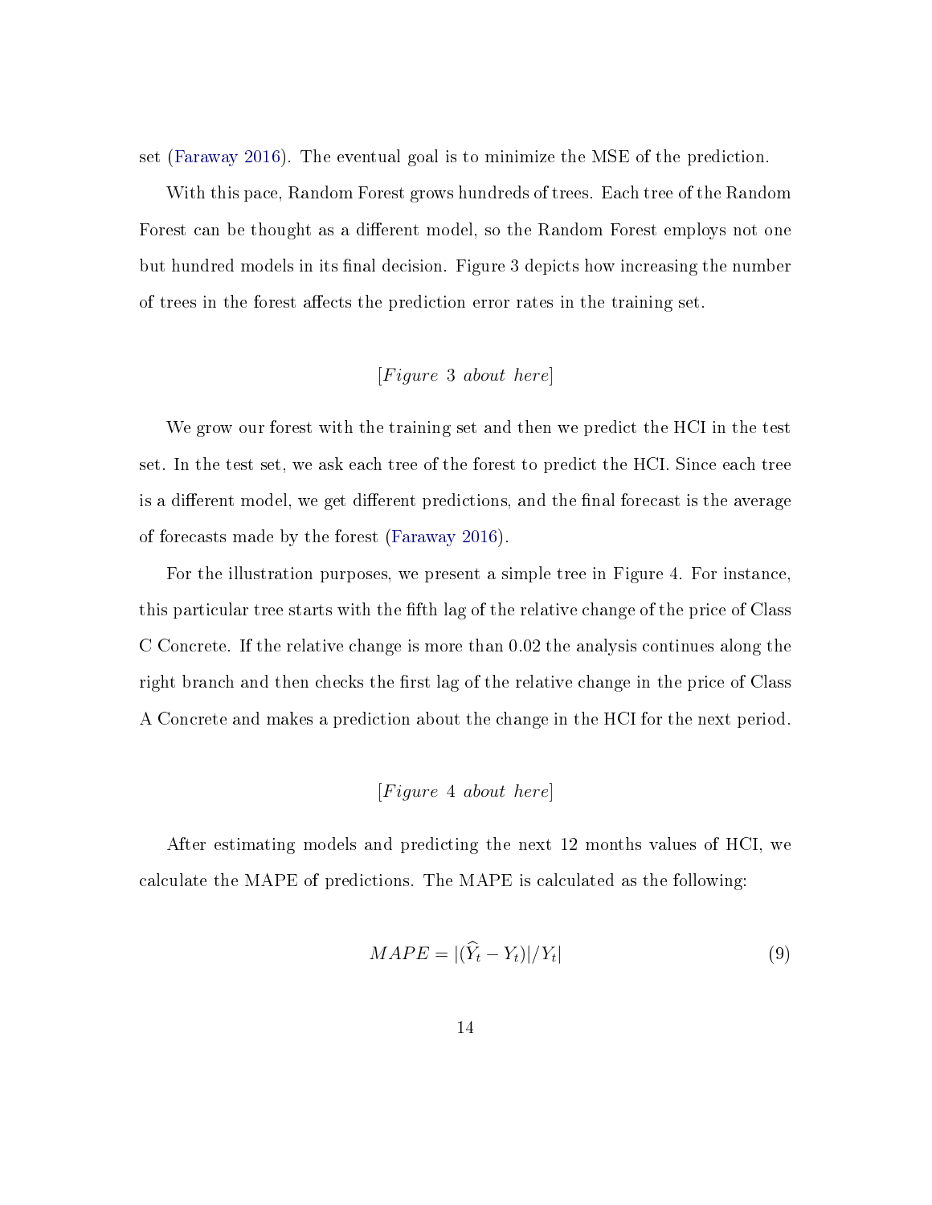set (Faraway 2016). The eventual goal is to minimize the MSE of the prediction.

With this pace, Random Forest grows hundreds of trees. Each tree of the Random Forest can be thought as a different model, so the Random Forest employs not one but hundred models in its final decision. Figure 3 depicts how increasing the number of trees in the forest affects the prediction error rates in the training set.

[*Figure 3 about here*]

We grow our forest with the training set and then we predict the HCI in the test set. In the test set, we ask each tree of the forest to predict the HCI. Since each tree is a different model, we get different predictions, and the final forecast is the average of forecasts made by the forest (Faraway 2016).

For the illustration purposes, we present a simple tree in Figure 4. For instance, this particular tree starts with the fifth lag of the relative change of the price of Class C Concrete. If the relative change is more than 0.02 the analysis continues along the right branch and then checks the first lag of the relative change in the price of Class A Concrete and makes a prediction about the change in the HCI for the next period.

[*Figure 4 about here*]

After estimating models and predicting the next 12 months values of HCI, we calculate the MAPE of predictions. The MAPE is calculated as the following:

$$MAPE = |(\widehat{Y}_t - Y_t)|/Y_t| \tag{9}$$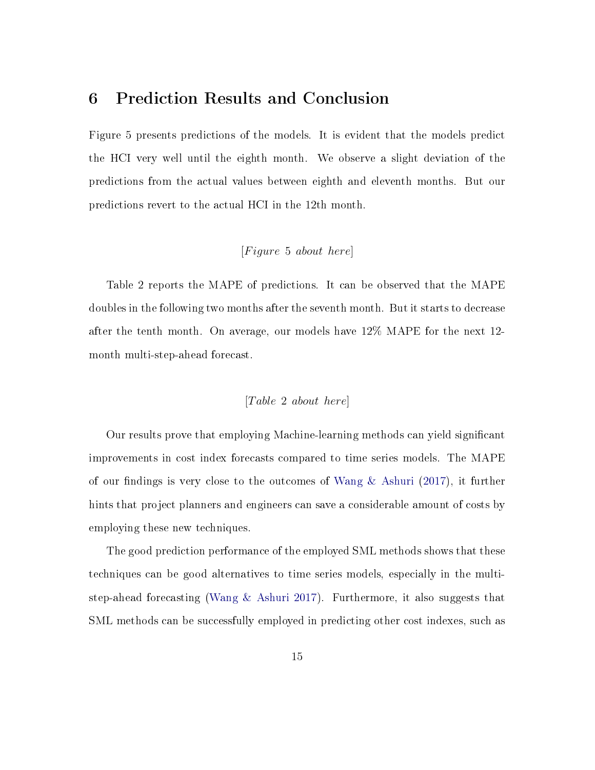## 6 Prediction Results and Conclusion

Figure 5 presents predictions of the models. It is evident that the models predict the HCI very well until the eighth month. We observe a slight deviation of the predictions from the actual values between eighth and eleventh months. But our predictions revert to the actual HCI in the 12th month.

[*Figure* 5 *about here*]

Table 2 reports the MAPE of predictions. It can be observed that the MAPE doubles in the following two months after the seventh month. But it starts to decrease after the tenth month. On average, our models have 12% MAPE for the next 12-month multi-step-ahead forecast.

[*Table* 2 *about here*]

Our results prove that employing Machine-learning methods can yield significant improvements in cost index forecasts compared to time series models. The MAPE of our findings is very close to the outcomes of Wang & Ashuri (2017), it further hints that project planners and engineers can save a considerable amount of costs by employing these new techniques.

The good prediction performance of the employed SML methods shows that these techniques can be good alternatives to time series models, especially in the multi-step-ahead forecasting (Wang & Ashuri 2017). Furthermore, it also suggests that SML methods can be successfully employed in predicting other cost indexes, such as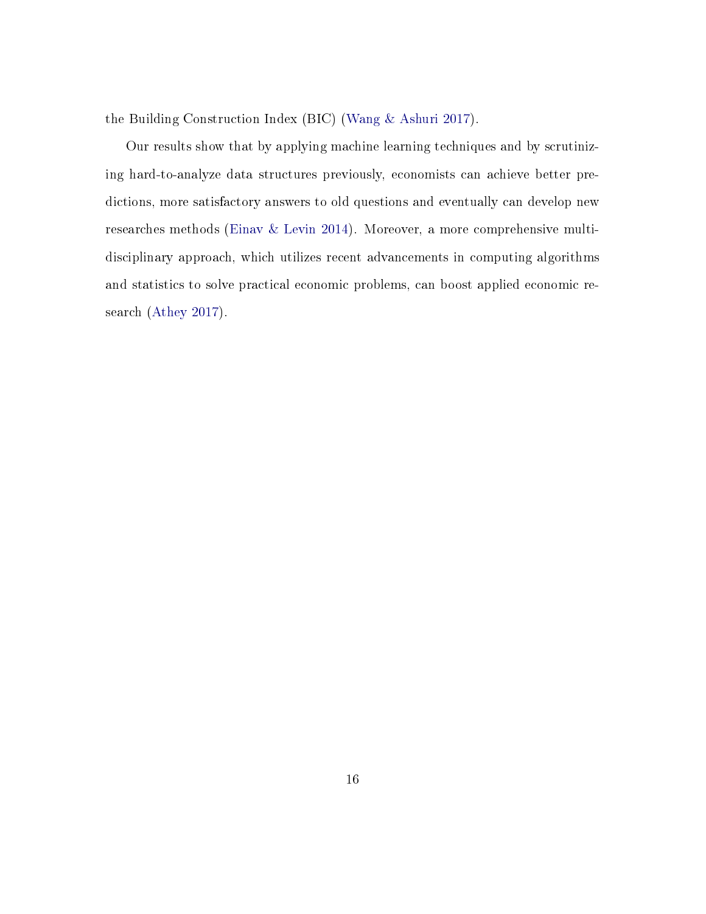the Building Construction Index (BIC) (Wang & Ashuri 2017).

Our results show that by applying machine learning techniques and by scrutinizing hard-to-analyze data structures previously, economists can achieve better predictions, more satisfactory answers to old questions and eventually can develop new researches methods (Einav & Levin 2014). Moreover, a more comprehensive multidisciplinary approach, which utilizes recent advancements in computing algorithms and statistics to solve practical economic problems, can boost applied economic research (Athey 2017).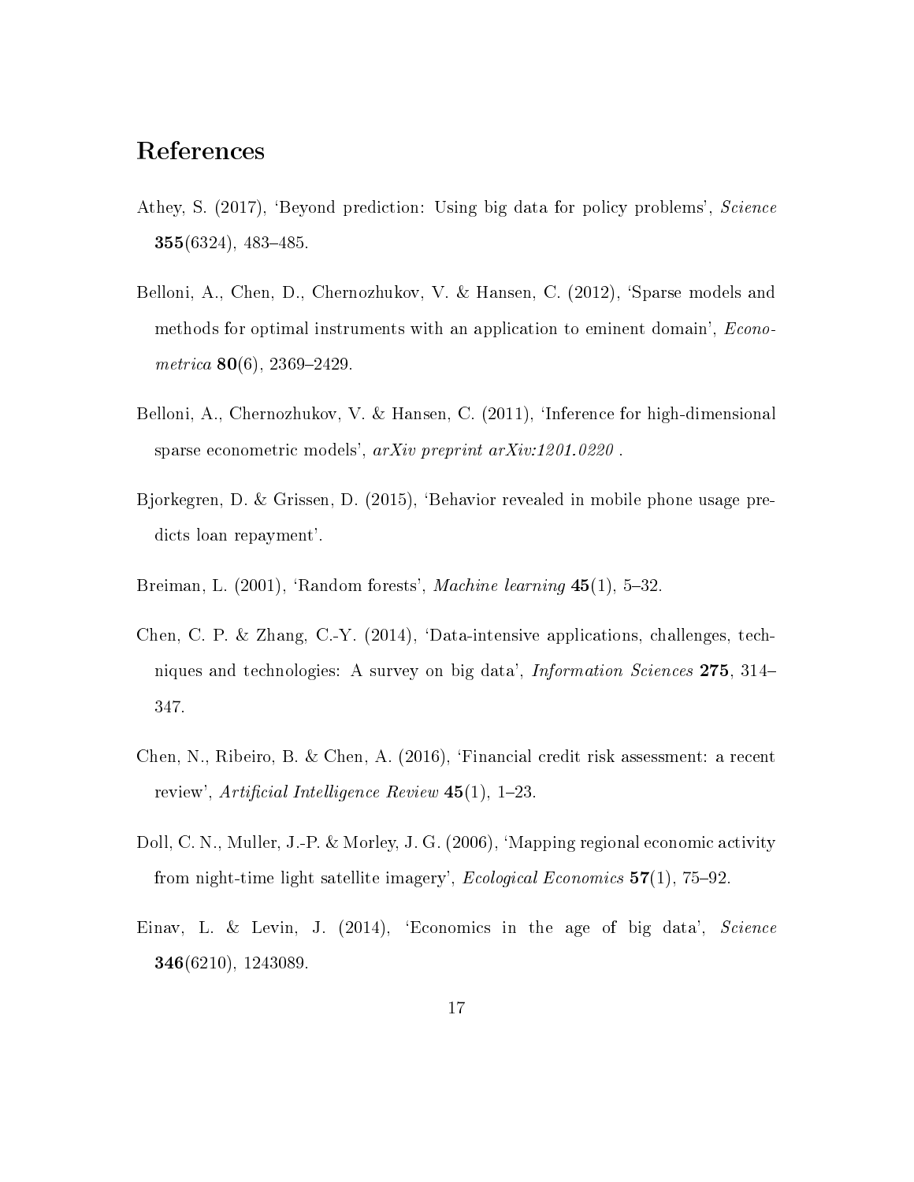# References

Athey, S. (2017), 'Beyond prediction: Using big data for policy problems', *Science* **355**(6324), 483–485.

Belloni, A., Chen, D., Chernozhukov, V. & Hansen, C. (2012), 'Sparse models and methods for optimal instruments with an application to eminent domain', *Econometrica* **80**(6), 2369–2429.

Belloni, A., Chernozhukov, V. & Hansen, C. (2011), 'Inference for high-dimensional sparse econometric models', *arXiv preprint arXiv:1201.0220* .

Bjorkegren, D. & Grissen, D. (2015), 'Behavior revealed in mobile phone usage predicts loan repayment'.

Breiman, L. (2001), 'Random forests', *Machine learning* **45**(1), 5–32.

Chen, C. P. & Zhang, C.-Y. (2014), 'Data-intensive applications, challenges, techniques and technologies: A survey on big data', *Information Sciences* **275**, 314–347.

Chen, N., Ribeiro, B. & Chen, A. (2016), 'Financial credit risk assessment: a recent review', *Artificial Intelligence Review* **45**(1), 1–23.

Doll, C. N., Muller, J.-P. & Morley, J. G. (2006), 'Mapping regional economic activity from night-time light satellite imagery', *Ecological Economics* **57**(1), 75–92.

Einav, L. & Levin, J. (2014), 'Economics in the age of big data', *Science* **346**(6210), 1243089.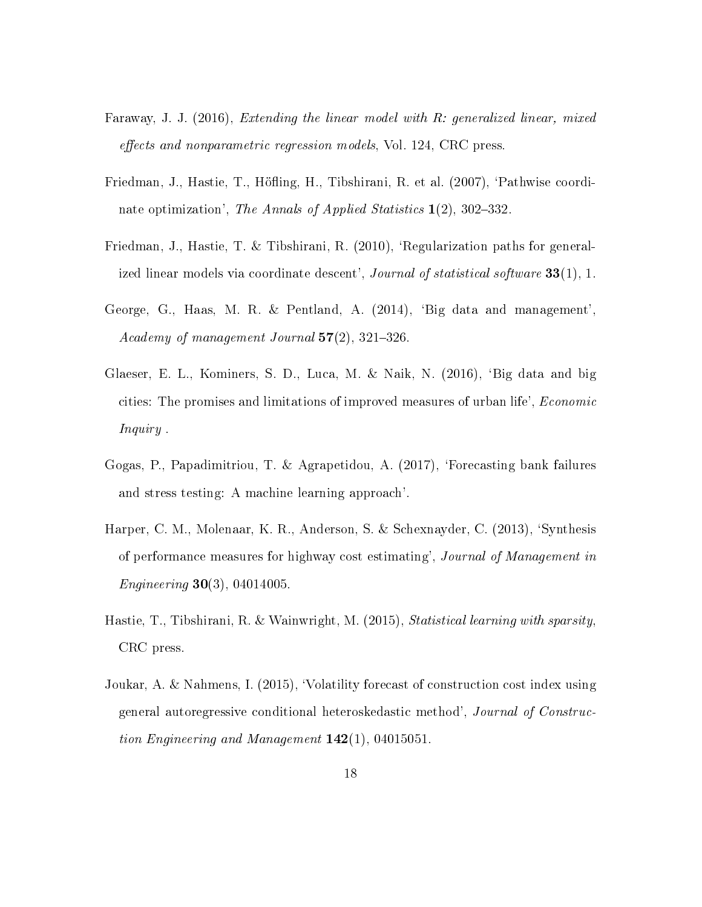Faraway, J. J. (2016), *Extending the linear model with R: generalized linear, mixed effects and nonparametric regression models*, Vol. 124, CRC press.

Friedman, J., Hastie, T., Höfling, H., Tibshirani, R. et al. (2007), 'Pathwise coordinate optimization', *The Annals of Applied Statistics* **1**(2), 302–332.

Friedman, J., Hastie, T. & Tibshirani, R. (2010), 'Regularization paths for generalized linear models via coordinate descent', *Journal of statistical software* **33**(1), 1.

George, G., Haas, M. R. & Pentland, A. (2014), 'Big data and management', *Academy of management Journal* **57**(2), 321–326.

Glaeser, E. L., Kominers, S. D., Luca, M. & Naik, N. (2016), 'Big data and big cities: The promises and limitations of improved measures of urban life', *Economic Inquiry* .

Gogas, P., Papadimitriou, T. & Agrapetidou, A. (2017), 'Forecasting bank failures and stress testing: A machine learning approach'.

Harper, C. M., Molenaar, K. R., Anderson, S. & Schexnayder, C. (2013), 'Synthesis of performance measures for highway cost estimating', *Journal of Management in Engineering* **30**(3), 04014005.

Hastie, T., Tibshirani, R. & Wainwright, M. (2015), *Statistical learning with sparsity*, CRC press.

Joukar, A. & Nahmens, I. (2015), 'Volatility forecast of construction cost index using general autoregressive conditional heteroskedastic method', *Journal of Construction Engineering and Management* **142**(1), 04015051.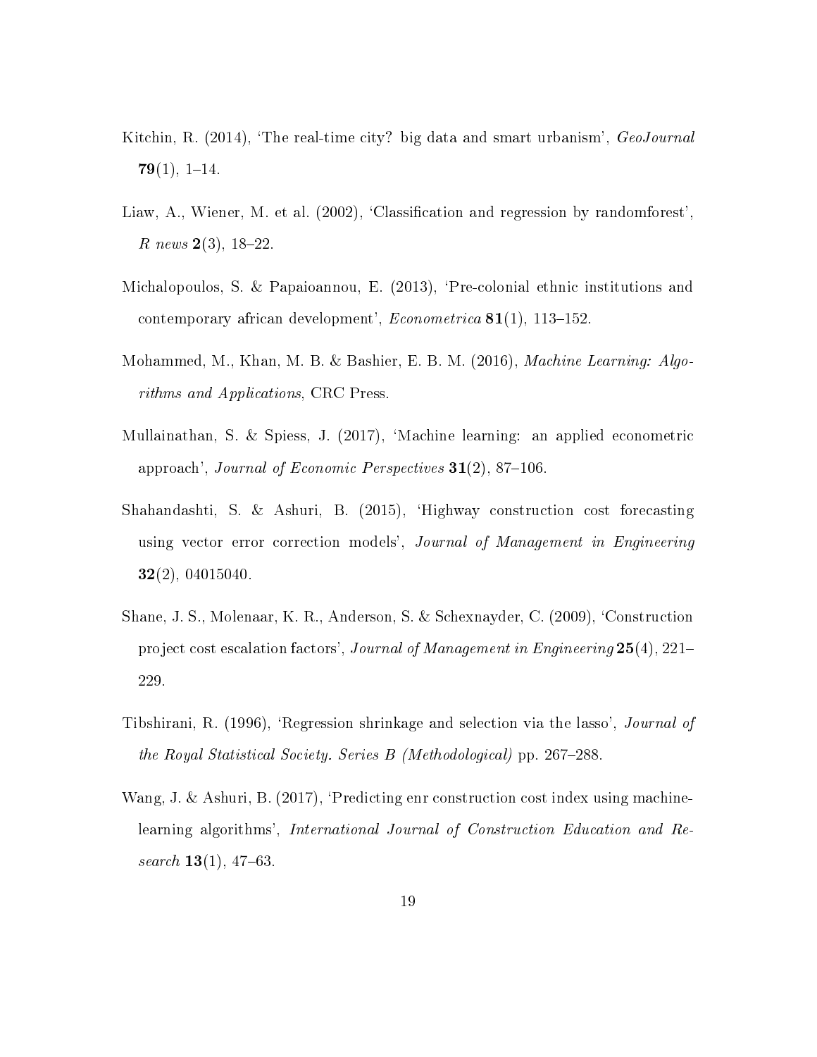Kitchin, R. (2014), 'The real-time city? big data and smart urbanism', *GeoJournal* **79**(1), 1–14.

Liaw, A., Wiener, M. et al. (2002), 'Classification and regression by randomforest', *R news* **2**(3), 18–22.

Michalopoulos, S. & Papaioannou, E. (2013), 'Pre-colonial ethnic institutions and contemporary african development', *Econometrica* **81**(1), 113–152.

Mohammed, M., Khan, M. B. & Bashier, E. B. M. (2016), *Machine Learning: Algorithms and Applications*, CRC Press.

Mullainathan, S. & Spiess, J. (2017), 'Machine learning: an applied econometric approach', *Journal of Economic Perspectives* **31**(2), 87–106.

Shahandashti, S. & Ashuri, B. (2015), 'Highway construction cost forecasting using vector error correction models', *Journal of Management in Engineering* **32**(2), 04015040.

Shane, J. S., Molenaar, K. R., Anderson, S. & Schexnayder, C. (2009), 'Construction project cost escalation factors', *Journal of Management in Engineering* **25**(4), 221–229.

Tibshirani, R. (1996), 'Regression shrinkage and selection via the lasso', *Journal of the Royal Statistical Society. Series B (Methodological)* pp. 267–288.

Wang, J. & Ashuri, B. (2017), 'Predicting enr construction cost index using machine-learning algorithms', *International Journal of Construction Education and Research* **13**(1), 47–63.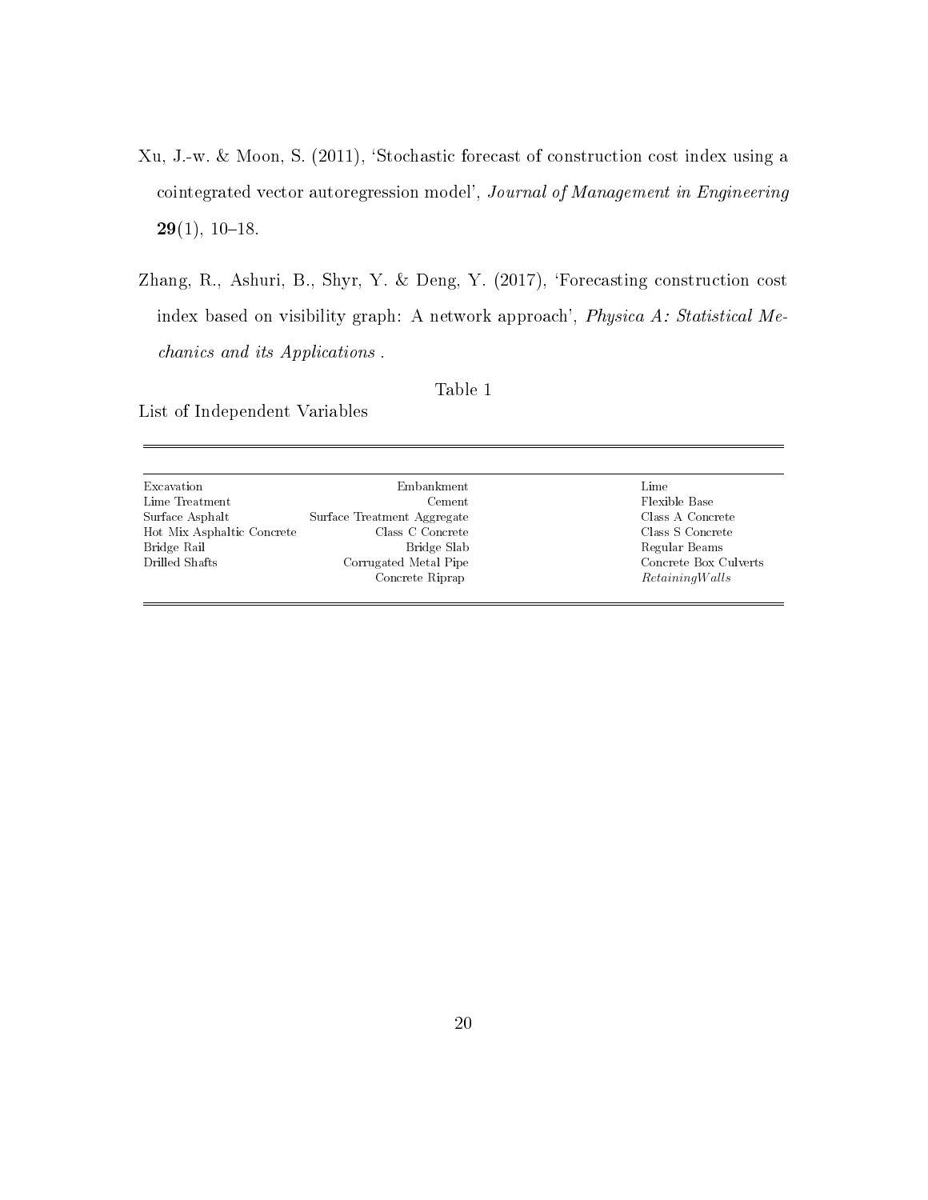Xu, J.-w. & Moon, S. (2011), 'Stochastic forecast of construction cost index using a cointegrated vector autoregression model', *Journal of Management in Engineering* **29**(1), 10–18.

Zhang, R., Ashuri, B., Shyr, Y. & Deng, Y. (2017), 'Forecasting construction cost index based on visibility graph: A network approach', *Physica A: Statistical Mechanics and its Applications* .

Table 1

List of Independent Variables

| | | |
|---|---|---|
| Excavation | Embankment | Lime |
| Lime Treatment | Cement | Flexible Base |
| Surface Asphalt | Surface Treatment Aggregate | Class A Concrete |
| Hot Mix Asphaltic Concrete | Class C Concrete | Class S Concrete |
| Bridge Rail | Bridge Slab | Regular Beams |
| Drilled Shafts | Corrugated Metal Pipe | Concrete Box Culverts |
| | Concrete Riprap | $RetainingWalls$ |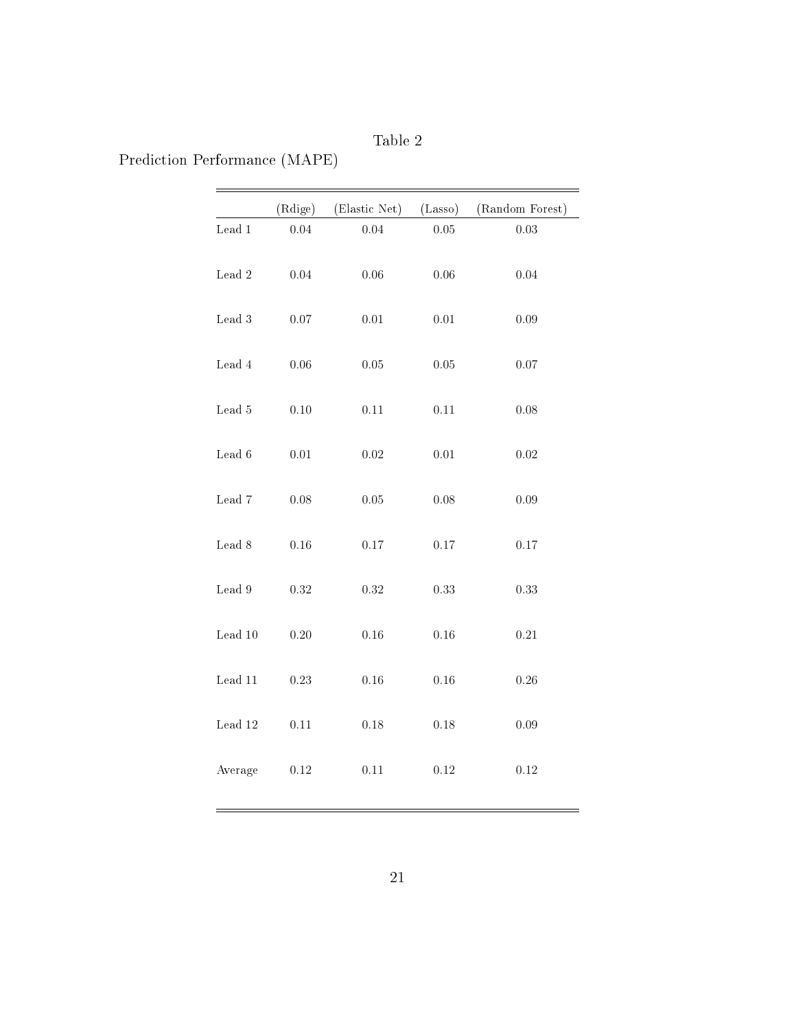Table 2

Prediction Performance (MAPE)

| | (Rdige) | (Elastic Net) | (Lasso) | (Random Forest) |
|---|---|---|---|---|
| Lead 1 | 0.04 | 0.04 | 0.05 | 0.03 |
| Lead 2 | 0.04 | 0.06 | 0.06 | 0.04 |
| Lead 3 | 0.07 | 0.01 | 0.01 | 0.09 |
| Lead 4 | 0.06 | 0.05 | 0.05 | 0.07 |
| Lead 5 | 0.10 | 0.11 | 0.11 | 0.08 |
| Lead 6 | 0.01 | 0.02 | 0.01 | 0.02 |
| Lead 7 | 0.08 | 0.05 | 0.08 | 0.09 |
| Lead 8 | 0.16 | 0.17 | 0.17 | 0.17 |
| Lead 9 | 0.32 | 0.32 | 0.33 | 0.33 |
| Lead 10 | 0.20 | 0.16 | 0.16 | 0.21 |
| Lead 11 | 0.23 | 0.16 | 0.16 | 0.26 |
| Lead 12 | 0.11 | 0.18 | 0.18 | 0.09 |
| Average | 0.12 | 0.11 | 0.12 | 0.12 |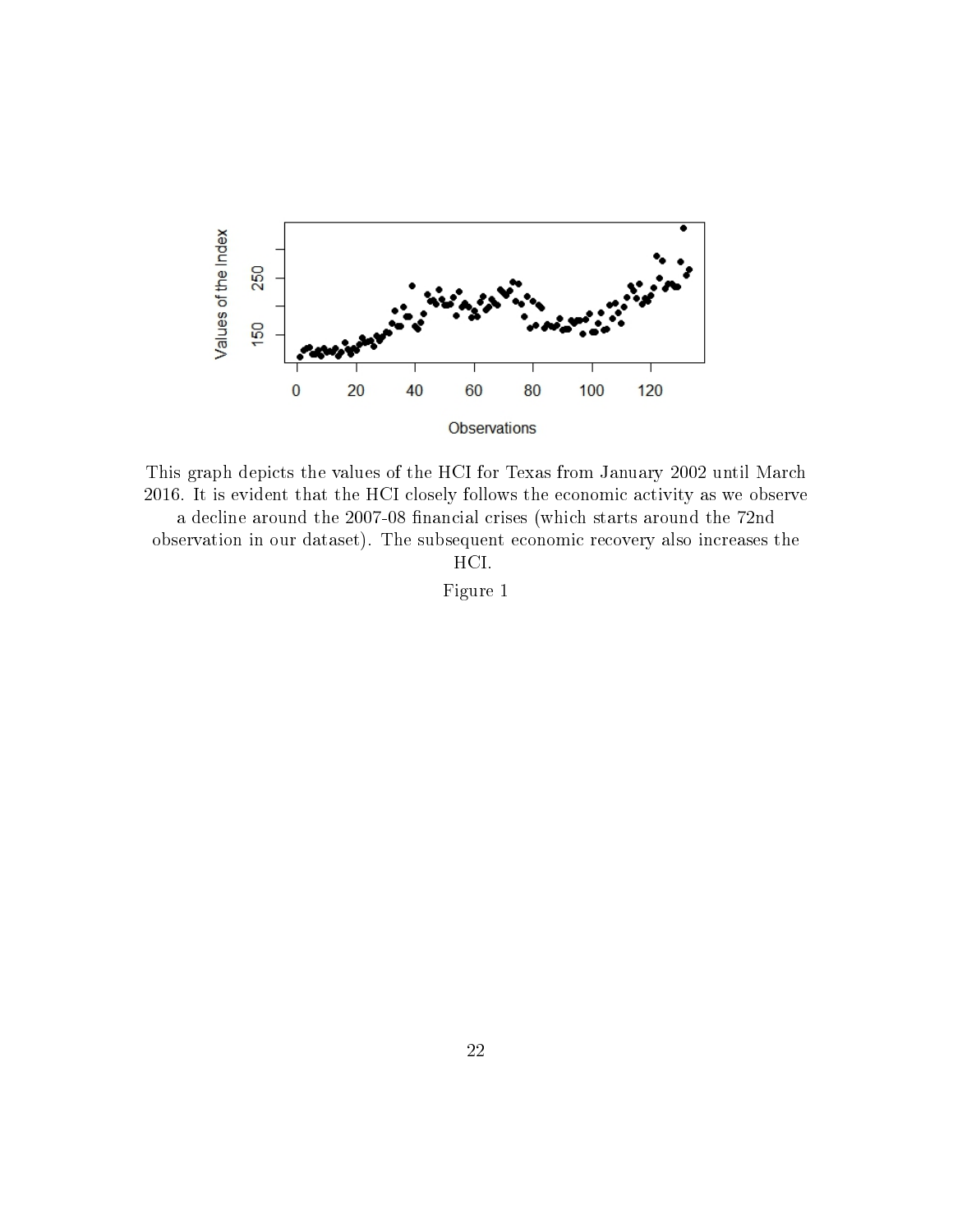This graph depicts the values of the HCI for Texas from January 2002 until March 2016. It is evident that the HCI closely follows the economic activity as we observe a decline around the 2007-08 financial crises (which starts around the 72nd observation in our dataset). The subsequent economic recovery also increases the HCI.

Figure 1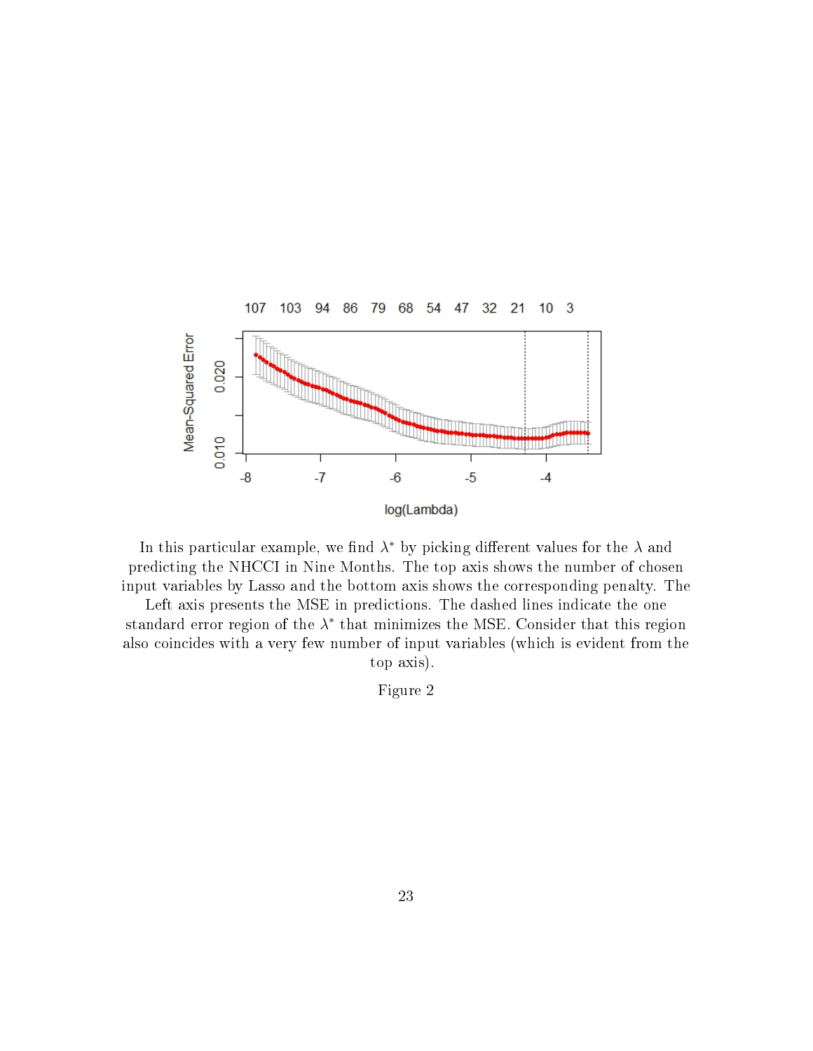In this particular example, we find $\lambda^*$ by picking different values for the $\lambda$ and predicting the NHCCI in Nine Months. The top axis shows the number of chosen input variables by Lasso and the bottom axis shows the corresponding penalty. The Left axis presents the MSE in predictions. The dashed lines indicate the one standard error region of the $\lambda^*$ that minimizes the MSE. Consider that this region also coincides with a very few number of input variables (which is evident from the top axis).

Figure 2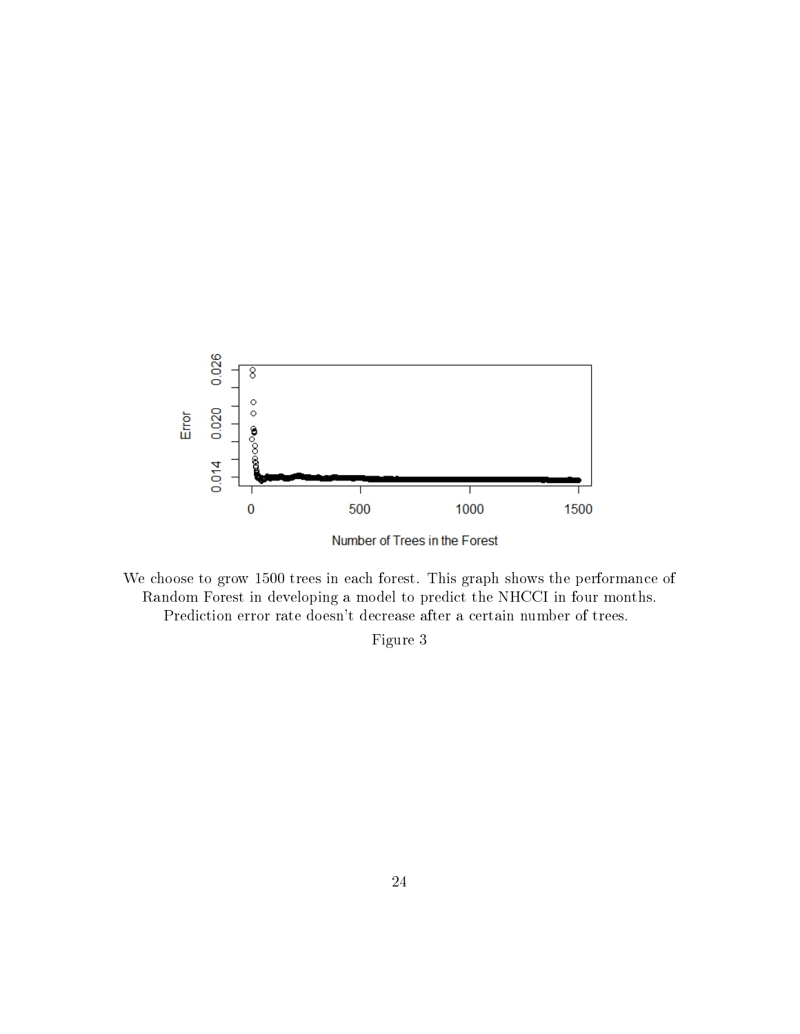We choose to grow 1500 trees in each forest. This graph shows the performance of Random Forest in developing a model to predict the NHCCI in four months. Prediction error rate doesn't decrease after a certain number of trees.

Figure 3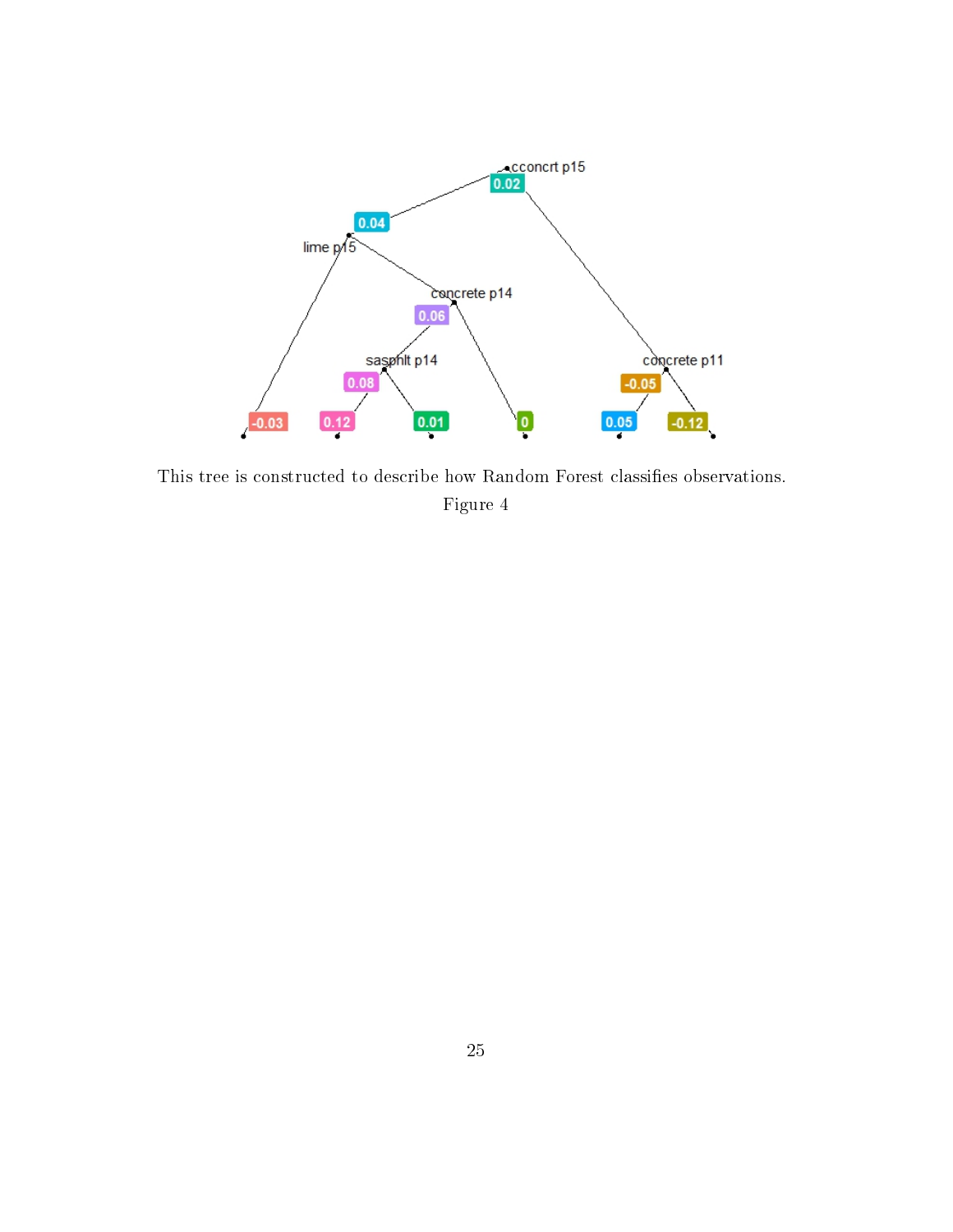This tree is constructed to describe how Random Forest classifies observations.

Figure 4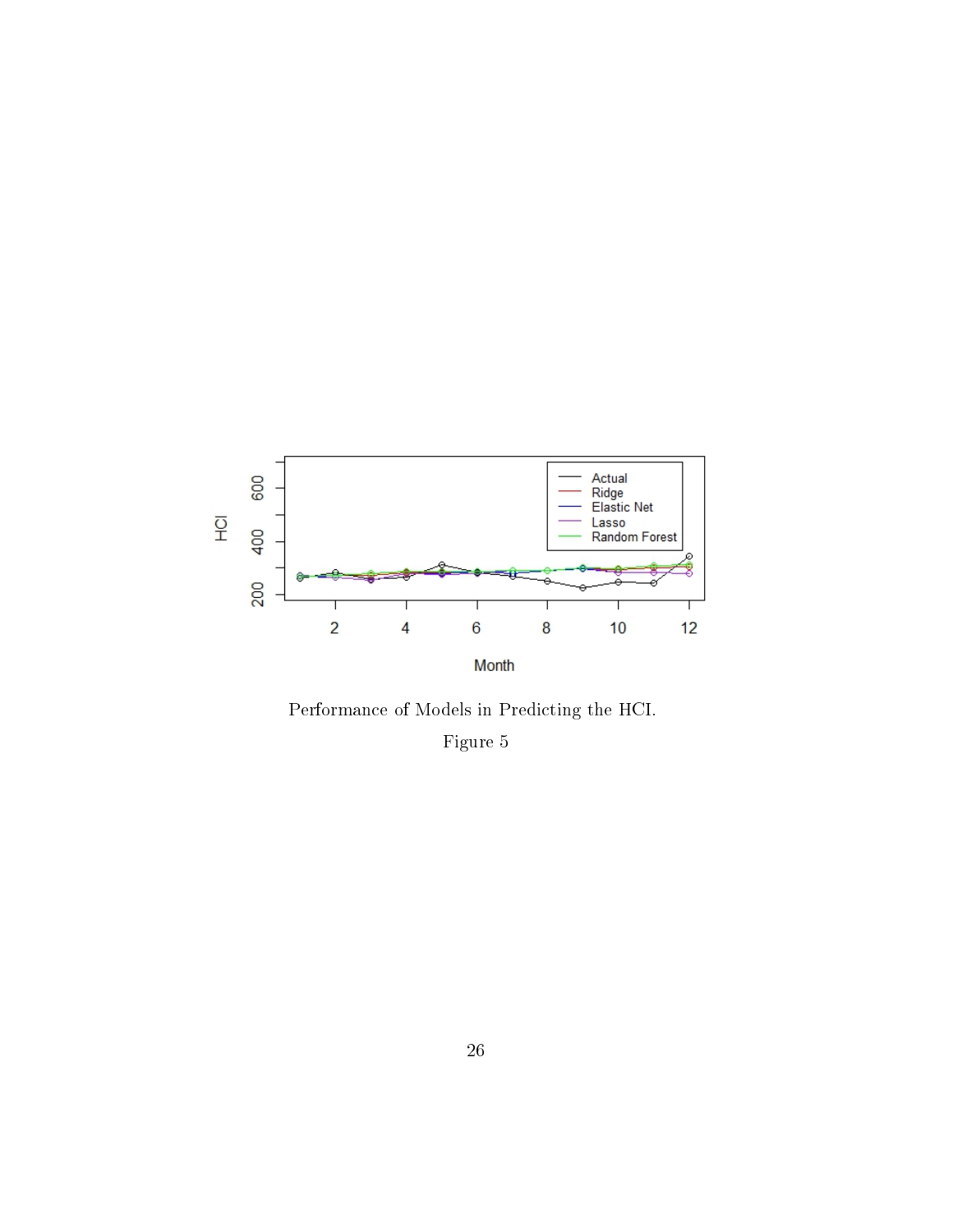HCI

600

400

200

2

4

6

8

10

12

Month

Actual

Ridge

Elastic Net

Lasso

Random Forest

Performance of Models in Predicting the HCI.

Figure 5